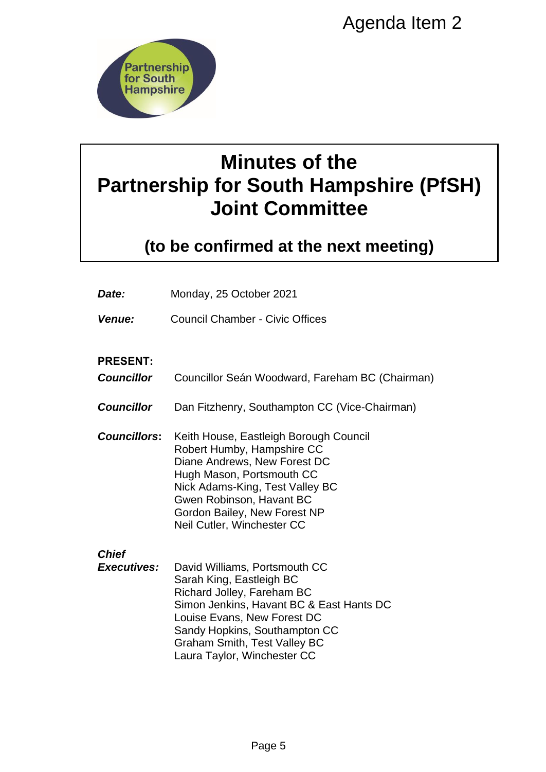Agenda Item 2

Partnership for South Hampshire

# Minutes of the Partnership for South Hampshire (PfSH) Joint Committee

## (to be confirmed at the next meeting)

***Date:*** Monday, 25 October 2021

***Venue:*** Council Chamber - Civic Offices

**PRESENT:**

***Councillor*** Councillor Seán Woodward, Fareham BC (Chairman)

***Councillor*** Dan Fitzhenry, Southampton CC (Vice-Chairman)

***Councillors*:**
Keith House, Eastleigh Borough Council
Robert Humby, Hampshire CC
Diane Andrews, New Forest DC
Hugh Mason, Portsmouth CC
Nick Adams-King, Test Valley BC
Gwen Robinson, Havant BC
Gordon Bailey, New Forest NP
Neil Cutler, Winchester CC

***Chief Executives:***
David Williams, Portsmouth CC
Sarah King, Eastleigh BC
Richard Jolley, Fareham BC
Simon Jenkins, Havant BC & East Hants DC
Louise Evans, New Forest DC
Sandy Hopkins, Southampton CC
Graham Smith, Test Valley BC
Laura Taylor, Winchester CC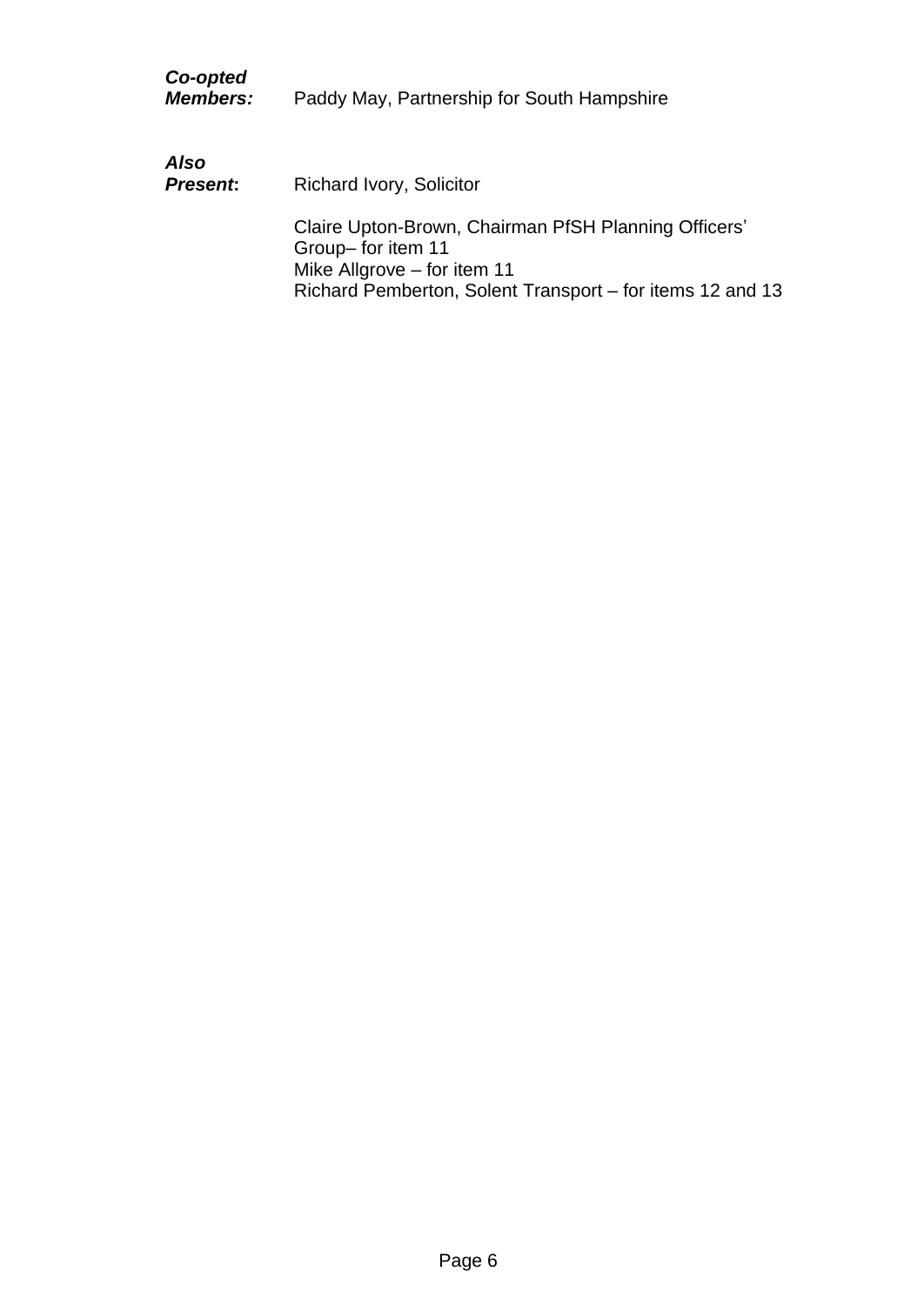***Co-opted Members:*** Paddy May, Partnership for South Hampshire

***Also Present*:** Richard Ivory, Solicitor

Claire Upton-Brown, Chairman PfSH Planning Officers' Group– for item 11
Mike Allgrove – for item 11
Richard Pemberton, Solent Transport – for items 12 and 13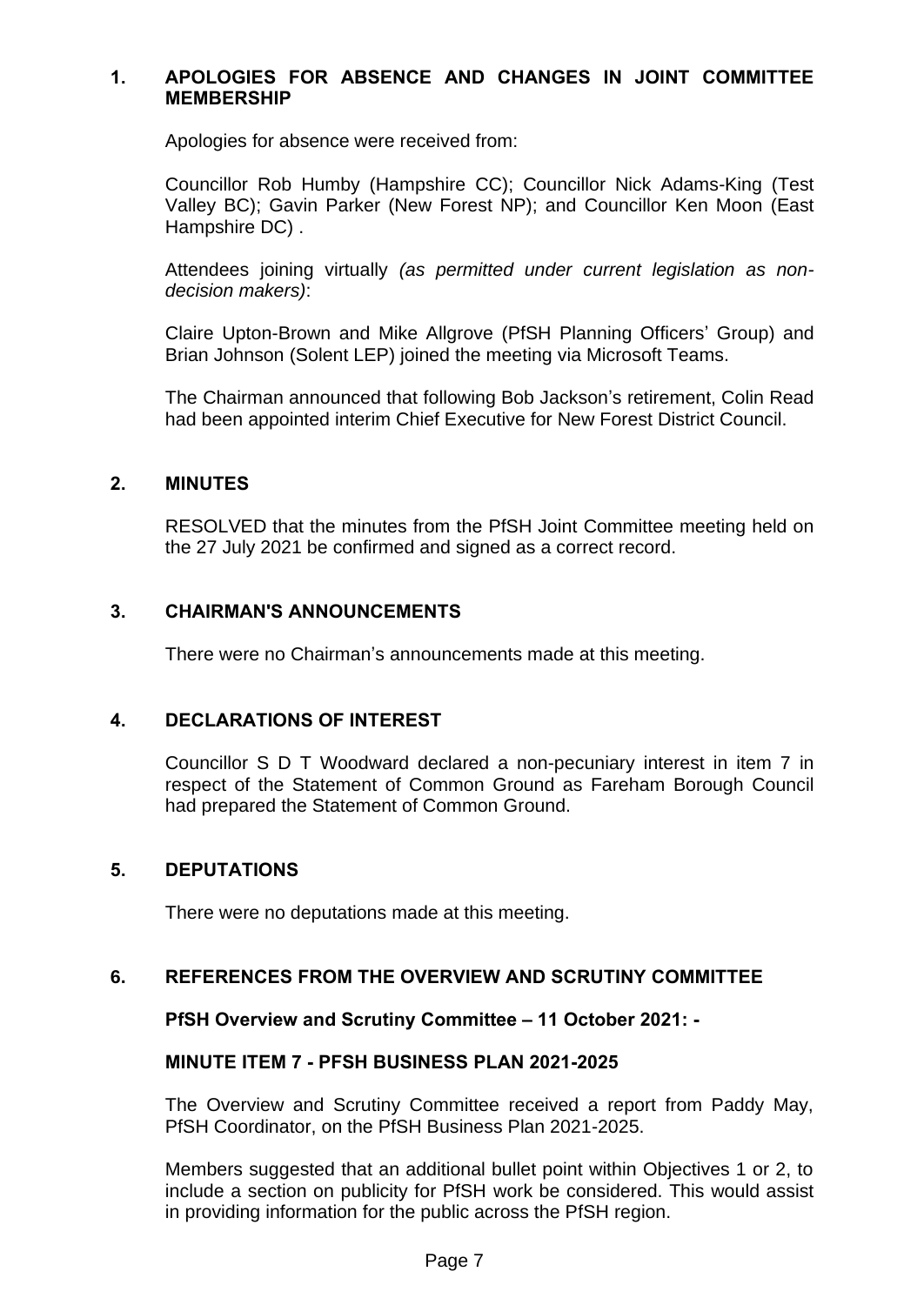## 1. APOLOGIES FOR ABSENCE AND CHANGES IN JOINT COMMITTEE MEMBERSHIP

Apologies for absence were received from:

Councillor Rob Humby (Hampshire CC); Councillor Nick Adams-King (Test Valley BC); Gavin Parker (New Forest NP); and Councillor Ken Moon (East Hampshire DC) .

Attendees joining virtually *(as permitted under current legislation as non-decision makers)*:

Claire Upton-Brown and Mike Allgrove (PfSH Planning Officers' Group) and Brian Johnson (Solent LEP) joined the meeting via Microsoft Teams.

The Chairman announced that following Bob Jackson's retirement, Colin Read had been appointed interim Chief Executive for New Forest District Council.

## 2. MINUTES

RESOLVED that the minutes from the PfSH Joint Committee meeting held on the 27 July 2021 be confirmed and signed as a correct record.

## 3. CHAIRMAN'S ANNOUNCEMENTS

There were no Chairman's announcements made at this meeting.

## 4. DECLARATIONS OF INTEREST

Councillor S D T Woodward declared a non-pecuniary interest in item 7 in respect of the Statement of Common Ground as Fareham Borough Council had prepared the Statement of Common Ground.

## 5. DEPUTATIONS

There were no deputations made at this meeting.

## 6. REFERENCES FROM THE OVERVIEW AND SCRUTINY COMMITTEE

**PfSH Overview and Scrutiny Committee – 11 October 2021: -**

**MINUTE ITEM 7 - PFSH BUSINESS PLAN 2021-2025**

The Overview and Scrutiny Committee received a report from Paddy May, PfSH Coordinator, on the PfSH Business Plan 2021-2025.

Members suggested that an additional bullet point within Objectives 1 or 2, to include a section on publicity for PfSH work be considered. This would assist in providing information for the public across the PfSH region.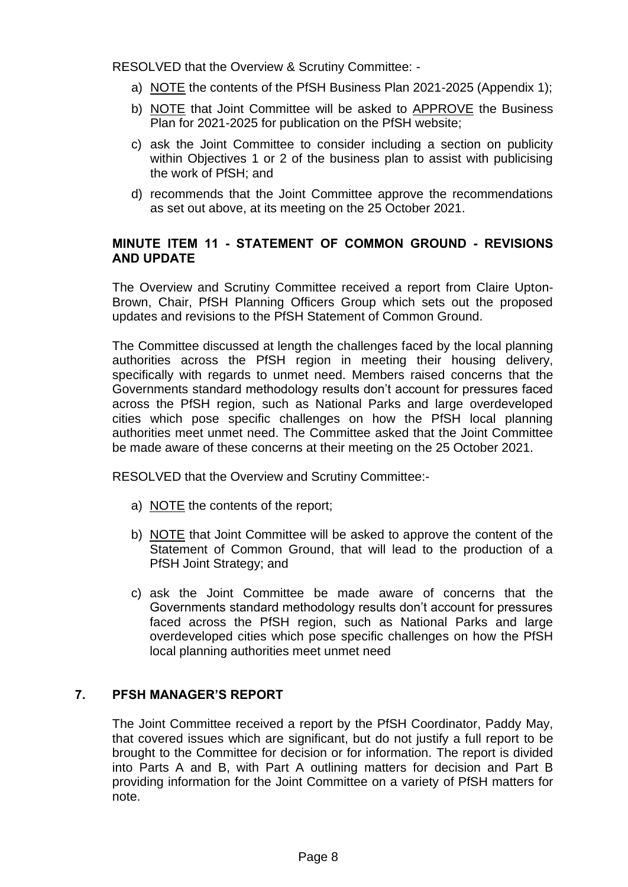RESOLVED that the Overview & Scrutiny Committee: -

a) NOTE the contents of the PfSH Business Plan 2021-2025 (Appendix 1);

b) NOTE that Joint Committee will be asked to APPROVE the Business Plan for 2021-2025 for publication on the PfSH website;

c) ask the Joint Committee to consider including a section on publicity within Objectives 1 or 2 of the business plan to assist with publicising the work of PfSH; and

d) recommends that the Joint Committee approve the recommendations as set out above, at its meeting on the 25 October 2021.

### MINUTE ITEM 11 - STATEMENT OF COMMON GROUND - REVISIONS AND UPDATE

The Overview and Scrutiny Committee received a report from Claire Upton-Brown, Chair, PfSH Planning Officers Group which sets out the proposed updates and revisions to the PfSH Statement of Common Ground.

The Committee discussed at length the challenges faced by the local planning authorities across the PfSH region in meeting their housing delivery, specifically with regards to unmet need. Members raised concerns that the Governments standard methodology results don't account for pressures faced across the PfSH region, such as National Parks and large overdeveloped cities which pose specific challenges on how the PfSH local planning authorities meet unmet need. The Committee asked that the Joint Committee be made aware of these concerns at their meeting on the 25 October 2021.

RESOLVED that the Overview and Scrutiny Committee:-

a) NOTE the contents of the report;

b) NOTE that Joint Committee will be asked to approve the content of the Statement of Common Ground, that will lead to the production of a PfSH Joint Strategy; and

c) ask the Joint Committee be made aware of concerns that the Governments standard methodology results don't account for pressures faced across the PfSH region, such as National Parks and large overdeveloped cities which pose specific challenges on how the PfSH local planning authorities meet unmet need

## 7. PFSH MANAGER'S REPORT

The Joint Committee received a report by the PfSH Coordinator, Paddy May, that covered issues which are significant, but do not justify a full report to be brought to the Committee for decision or for information. The report is divided into Parts A and B, with Part A outlining matters for decision and Part B providing information for the Joint Committee on a variety of PfSH matters for note.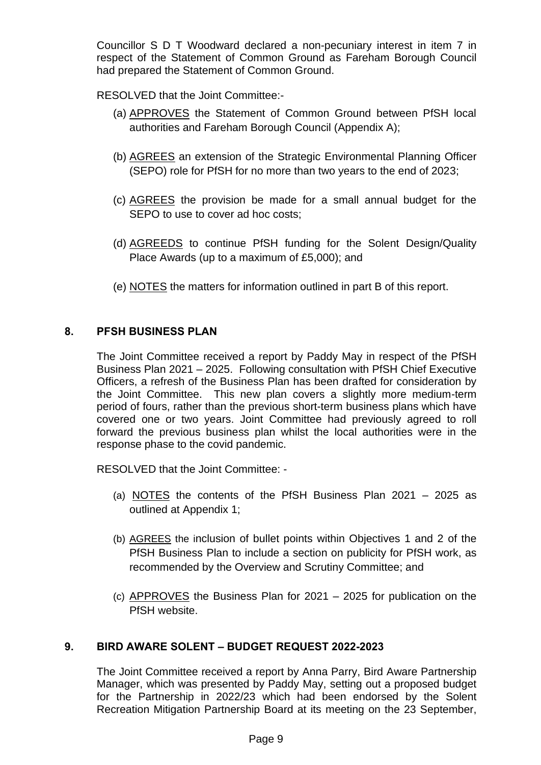Councillor S D T Woodward declared a non-pecuniary interest in item 7 in respect of the Statement of Common Ground as Fareham Borough Council had prepared the Statement of Common Ground.

RESOLVED that the Joint Committee:-

(a) APPROVES the Statement of Common Ground between PfSH local authorities and Fareham Borough Council (Appendix A);

(b) AGREES an extension of the Strategic Environmental Planning Officer (SEPO) role for PfSH for no more than two years to the end of 2023;

(c) AGREES the provision be made for a small annual budget for the SEPO to use to cover ad hoc costs;

(d) AGREEDS to continue PfSH funding for the Solent Design/Quality Place Awards (up to a maximum of £5,000); and

(e) NOTES the matters for information outlined in part B of this report.

## 8. PFSH BUSINESS PLAN

The Joint Committee received a report by Paddy May in respect of the PfSH Business Plan 2021 – 2025. Following consultation with PfSH Chief Executive Officers, a refresh of the Business Plan has been drafted for consideration by the Joint Committee. This new plan covers a slightly more medium-term period of fours, rather than the previous short-term business plans which have covered one or two years. Joint Committee had previously agreed to roll forward the previous business plan whilst the local authorities were in the response phase to the covid pandemic.

RESOLVED that the Joint Committee: -

(a) NOTES the contents of the PfSH Business Plan 2021 – 2025 as outlined at Appendix 1;

(b) AGREES the inclusion of bullet points within Objectives 1 and 2 of the PfSH Business Plan to include a section on publicity for PfSH work, as recommended by the Overview and Scrutiny Committee; and

(c) APPROVES the Business Plan for 2021 – 2025 for publication on the PfSH website.

## 9. BIRD AWARE SOLENT – BUDGET REQUEST 2022-2023

The Joint Committee received a report by Anna Parry, Bird Aware Partnership Manager, which was presented by Paddy May, setting out a proposed budget for the Partnership in 2022/23 which had been endorsed by the Solent Recreation Mitigation Partnership Board at its meeting on the 23 September,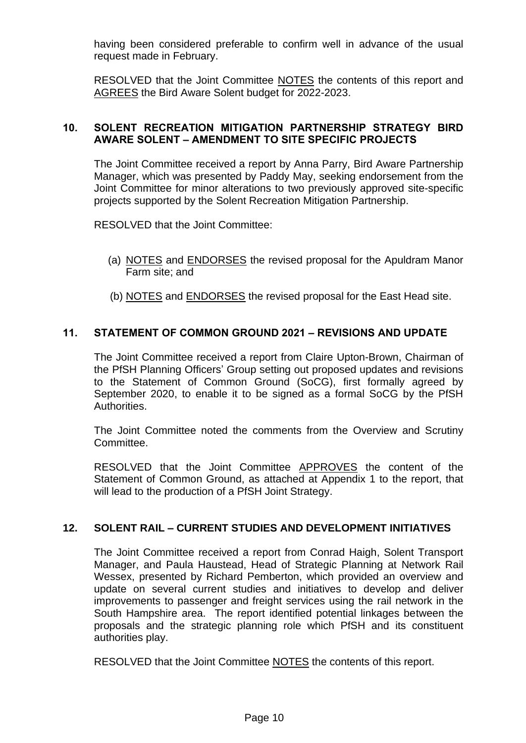having been considered preferable to confirm well in advance of the usual request made in February.

RESOLVED that the Joint Committee NOTES the contents of this report and AGREES the Bird Aware Solent budget for 2022-2023.

## 10. SOLENT RECREATION MITIGATION PARTNERSHIP STRATEGY BIRD AWARE SOLENT – AMENDMENT TO SITE SPECIFIC PROJECTS

The Joint Committee received a report by Anna Parry, Bird Aware Partnership Manager, which was presented by Paddy May, seeking endorsement from the Joint Committee for minor alterations to two previously approved site-specific projects supported by the Solent Recreation Mitigation Partnership.

RESOLVED that the Joint Committee:

(a) NOTES and ENDORSES the revised proposal for the Apuldram Manor Farm site; and

(b) NOTES and ENDORSES the revised proposal for the East Head site.

## 11. STATEMENT OF COMMON GROUND 2021 – REVISIONS AND UPDATE

The Joint Committee received a report from Claire Upton-Brown, Chairman of the PfSH Planning Officers' Group setting out proposed updates and revisions to the Statement of Common Ground (SoCG), first formally agreed by September 2020, to enable it to be signed as a formal SoCG by the PfSH Authorities.

The Joint Committee noted the comments from the Overview and Scrutiny Committee.

RESOLVED that the Joint Committee APPROVES the content of the Statement of Common Ground, as attached at Appendix 1 to the report, that will lead to the production of a PfSH Joint Strategy.

## 12. SOLENT RAIL – CURRENT STUDIES AND DEVELOPMENT INITIATIVES

The Joint Committee received a report from Conrad Haigh, Solent Transport Manager, and Paula Haustead, Head of Strategic Planning at Network Rail Wessex, presented by Richard Pemberton, which provided an overview and update on several current studies and initiatives to develop and deliver improvements to passenger and freight services using the rail network in the South Hampshire area. The report identified potential linkages between the proposals and the strategic planning role which PfSH and its constituent authorities play.

RESOLVED that the Joint Committee NOTES the contents of this report.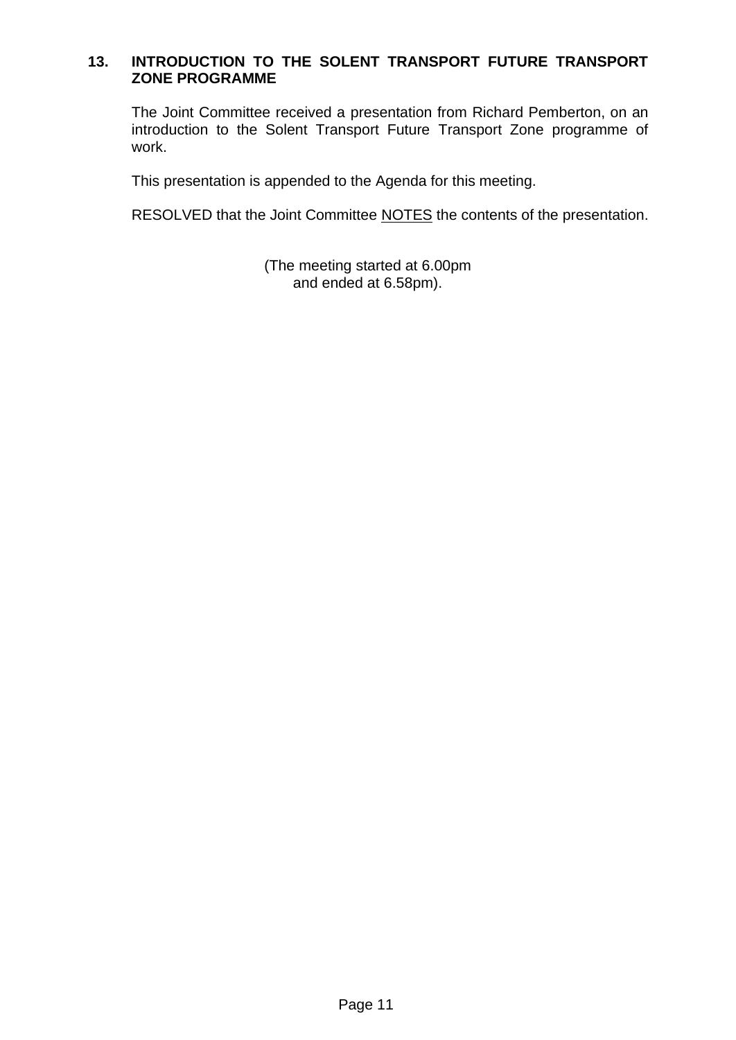### 13. INTRODUCTION TO THE SOLENT TRANSPORT FUTURE TRANSPORT ZONE PROGRAMME

The Joint Committee received a presentation from Richard Pemberton, on an introduction to the Solent Transport Future Transport Zone programme of work.

This presentation is appended to the Agenda for this meeting.

RESOLVED that the Joint Committee NOTES the contents of the presentation.

(The meeting started at 6.00pm
and ended at 6.58pm).